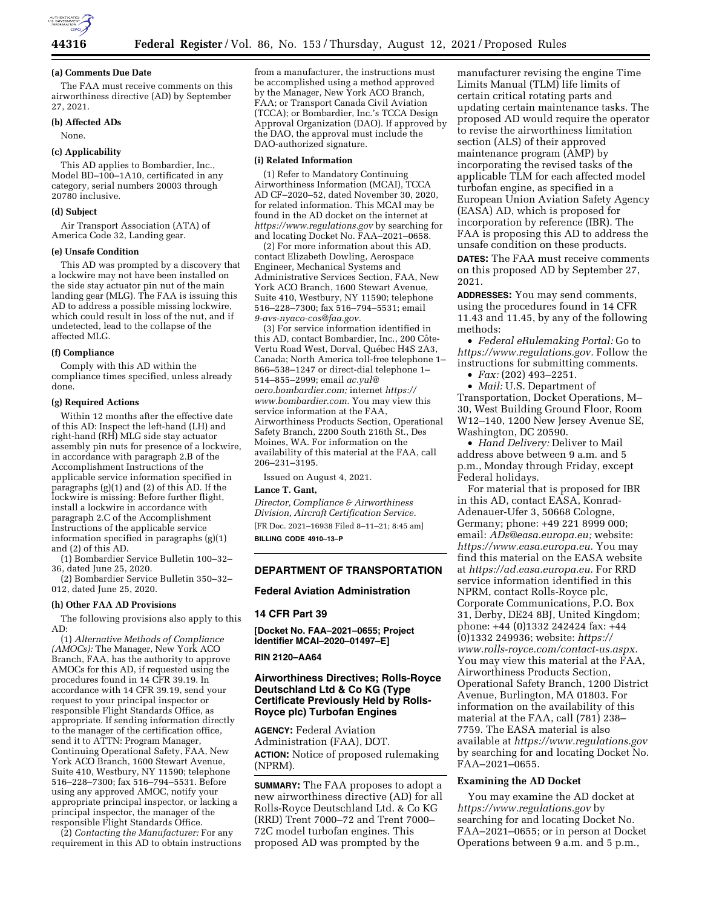#### (a) Comments Due Date

The FAA must receive comments on this airworthiness directive (AD) by September 27, 2021.

#### (b) Affected ADs

None.

#### (c) Applicability

This AD applies to Bombardier, Inc., Model BD–100–1A10, certificated in any category, serial numbers 20003 through 20780 inclusive.

#### (d) Subject

Air Transport Association (ATA) of America Code 32, Landing gear.

#### (e) Unsafe Condition

This AD was prompted by a discovery that a lockwire may not have been installed on the side stay actuator pin nut of the main landing gear (MLG). The FAA is issuing this AD to address a possible missing lockwire, which could result in loss of the nut, and if undetected, lead to the collapse of the affected MLG.

#### (f) Compliance

Comply with this AD within the compliance times specified, unless already done.

#### (g) Required Actions

Within 12 months after the effective date of this AD: Inspect the left-hand (LH) and right-hand (RH) MLG side stay actuator assembly pin nuts for presence of a lockwire, in accordance with paragraph 2.B of the Accomplishment Instructions of the applicable service information specified in paragraphs (g)(1) and (2) of this AD. If the lockwire is missing: Before further flight, install a lockwire in accordance with paragraph 2.C of the Accomplishment Instructions of the applicable service information specified in paragraphs (g)(1) and (2) of this AD.

(1) Bombardier Service Bulletin 100–32–36, dated June 25, 2020.

(2) Bombardier Service Bulletin 350–32–012, dated June 25, 2020.

#### (h) Other FAA AD Provisions

The following provisions also apply to this AD:

(1) *Alternative Methods of Compliance (AMOCs):* The Manager, New York ACO Branch, FAA, has the authority to approve AMOCs for this AD, if requested using the procedures found in 14 CFR 39.19. In accordance with 14 CFR 39.19, send your request to your principal inspector or responsible Flight Standards Office, as appropriate. If sending information directly to the manager of the certification office, send it to ATTN: Program Manager, Continuing Operational Safety, FAA, New York ACO Branch, 1600 Stewart Avenue, Suite 410, Westbury, NY 11590; telephone 516–228–7300; fax 516–794–5531. Before using any approved AMOC, notify your appropriate principal inspector, or lacking a principal inspector, the manager of the responsible Flight Standards Office.

(2) *Contacting the Manufacturer:* For any requirement in this AD to obtain instructions from a manufacturer, the instructions must be accomplished using a method approved by the Manager, New York ACO Branch, FAA; or Transport Canada Civil Aviation (TCCA); or Bombardier, Inc.'s TCCA Design Approval Organization (DAO). If approved by the DAO, the approval must include the DAO-authorized signature.

#### (i) Related Information

(1) Refer to Mandatory Continuing Airworthiness Information (MCAI), TCCA AD CF–2020–52, dated November 30, 2020, for related information. This MCAI may be found in the AD docket on the internet at *https://www.regulations.gov* by searching for and locating Docket No. FAA–2021–0658.

(2) For more information about this AD, contact Elizabeth Dowling, Aerospace Engineer, Mechanical Systems and Administrative Services Section, FAA, New York ACO Branch, 1600 Stewart Avenue, Suite 410, Westbury, NY 11590; telephone 516–228–7300; fax 516–794–5531; email *9-avs-nyaco-cos@faa.gov.*

(3) For service information identified in this AD, contact Bombardier, Inc., 200 Côte-Vertu Road West, Dorval, Québec H4S 2A3, Canada; North America toll-free telephone 1–866–538–1247 or direct-dial telephone 1–514–855–2999; email *ac.yul@aero.bombardier.com;* internet *https://www.bombardier.com.* You may view this service information at the FAA, Airworthiness Products Section, Operational Safety Branch, 2200 South 216th St., Des Moines, WA. For information on the availability of this material at the FAA, call 206–231–3195.

Issued on August 4, 2021.

**Lance T. Gant,**

*Director, Compliance & Airworthiness Division, Aircraft Certification Service.*

[FR Doc. 2021–16938 Filed 8–11–21; 8:45 am]

**BILLING CODE 4910–13–P**

---

## DEPARTMENT OF TRANSPORTATION

## Federal Aviation Administration

## 14 CFR Part 39

**[Docket No. FAA–2021–0655; Project Identifier MCAI–2020–01497–E]**

**RIN 2120–AA64**

## Airworthiness Directives; Rolls-Royce Deutschland Ltd & Co KG (Type Certificate Previously Held by Rolls-Royce plc) Turbofan Engines

**AGENCY:** Federal Aviation Administration (FAA), DOT.

**ACTION:** Notice of proposed rulemaking (NPRM).

**SUMMARY:** The FAA proposes to adopt a new airworthiness directive (AD) for all Rolls-Royce Deutschland Ltd. & Co KG (RRD) Trent 7000–72 and Trent 7000–72C model turbofan engines. This proposed AD was prompted by the manufacturer revising the engine Time Limits Manual (TLM) life limits of certain critical rotating parts and updating certain maintenance tasks. The proposed AD would require the operator to revise the airworthiness limitation section (ALS) of their approved maintenance program (AMP) by incorporating the revised tasks of the applicable TLM for each affected model turbofan engine, as specified in a European Union Aviation Safety Agency (EASA) AD, which is proposed for incorporation by reference (IBR). The FAA is proposing this AD to address the unsafe condition on these products.

**DATES:** The FAA must receive comments on this proposed AD by September 27, 2021.

**ADDRESSES:** You may send comments, using the procedures found in 14 CFR 11.43 and 11.45, by any of the following methods:

- *Federal eRulemaking Portal:* Go to *https://www.regulations.gov.* Follow the instructions for submitting comments.
- *Fax:* (202) 493–2251.
- *Mail:* U.S. Department of Transportation, Docket Operations, M–30, West Building Ground Floor, Room W12–140, 1200 New Jersey Avenue SE, Washington, DC 20590.
- *Hand Delivery:* Deliver to Mail address above between 9 a.m. and 5 p.m., Monday through Friday, except Federal holidays.

For material that is proposed for IBR in this AD, contact EASA, Konrad-Adenauer-Ufer 3, 50668 Cologne, Germany; phone: +49 221 8999 000; email: *ADs@easa.europa.eu;* website: *https://www.easa.europa.eu.* You may find this material on the EASA website at *https://ad.easa.europa.eu.* For RRD service information identified in this NPRM, contact Rolls-Royce plc, Corporate Communications, P.O. Box 31, Derby, DE24 8BJ, United Kingdom; phone: +44 (0)1332 242424 fax: +44 (0)1332 249936; website: *https://www.rolls-royce.com/contact-us.aspx.* You may view this material at the FAA, Airworthiness Products Section, Operational Safety Branch, 1200 District Avenue, Burlington, MA 01803. For information on the availability of this material at the FAA, call (781) 238–7759. The EASA material is also available at *https://www.regulations.gov* by searching for and locating Docket No. FAA–2021–0655.

### Examining the AD Docket

You may examine the AD docket at *https://www.regulations.gov* by searching for and locating Docket No. FAA–2021–0655; or in person at Docket Operations between 9 a.m. and 5 p.m.,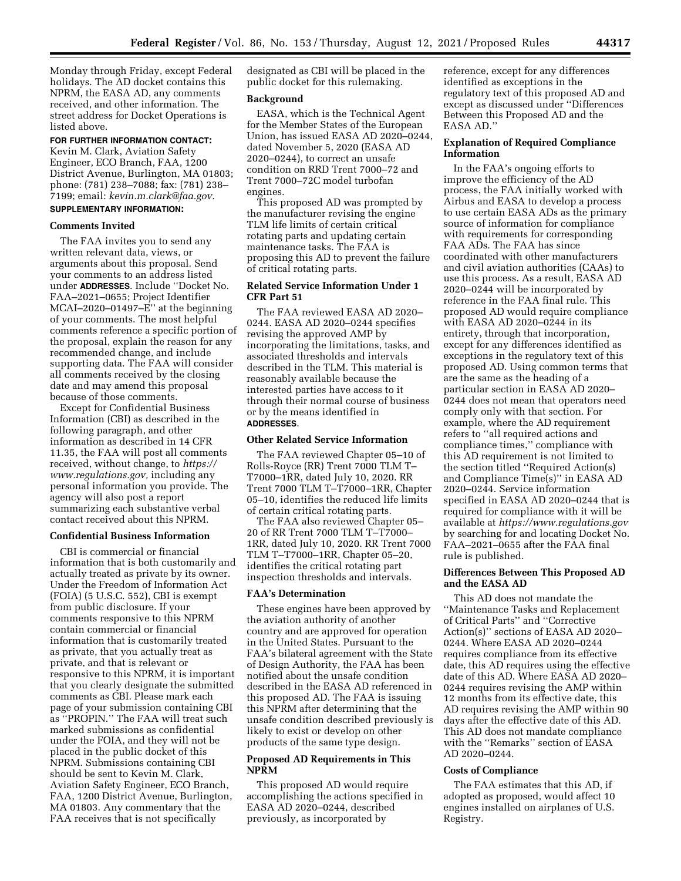Monday through Friday, except Federal holidays. The AD docket contains this NPRM, the EASA AD, any comments received, and other information. The street address for Docket Operations is listed above.

**FOR FURTHER INFORMATION CONTACT:** Kevin M. Clark, Aviation Safety Engineer, ECO Branch, FAA, 1200 District Avenue, Burlington, MA 01803; phone: (781) 238–7088; fax: (781) 238–7199; email: *kevin.m.clark@faa.gov.*

**SUPPLEMENTARY INFORMATION:**

## Comments Invited

The FAA invites you to send any written relevant data, views, or arguments about this proposal. Send your comments to an address listed under **ADDRESSES**. Include ''Docket No. FAA–2021–0655; Project Identifier MCAI–2020–01497–E'' at the beginning of your comments. The most helpful comments reference a specific portion of the proposal, explain the reason for any recommended change, and include supporting data. The FAA will consider all comments received by the closing date and may amend this proposal because of those comments.

Except for Confidential Business Information (CBI) as described in the following paragraph, and other information as described in 14 CFR 11.35, the FAA will post all comments received, without change, to *https://www.regulations.gov,* including any personal information you provide. The agency will also post a report summarizing each substantive verbal contact received about this NPRM.

## Confidential Business Information

CBI is commercial or financial information that is both customarily and actually treated as private by its owner. Under the Freedom of Information Act (FOIA) (5 U.S.C. 552), CBI is exempt from public disclosure. If your comments responsive to this NPRM contain commercial or financial information that is customarily treated as private, that you actually treat as private, and that is relevant or responsive to this NPRM, it is important that you clearly designate the submitted comments as CBI. Please mark each page of your submission containing CBI as ''PROPIN.'' The FAA will treat such marked submissions as confidential under the FOIA, and they will not be placed in the public docket of this NPRM. Submissions containing CBI should be sent to Kevin M. Clark, Aviation Safety Engineer, ECO Branch, FAA, 1200 District Avenue, Burlington, MA 01803. Any commentary that the FAA receives that is not specifically designated as CBI will be placed in the public docket for this rulemaking.

## Background

EASA, which is the Technical Agent for the Member States of the European Union, has issued EASA AD 2020–0244, dated November 5, 2020 (EASA AD 2020–0244), to correct an unsafe condition on RRD Trent 7000–72 and Trent 7000–72C model turbofan engines.

This proposed AD was prompted by the manufacturer revising the engine TLM life limits of certain critical rotating parts and updating certain maintenance tasks. The FAA is proposing this AD to prevent the failure of critical rotating parts.

## Related Service Information Under 1 CFR Part 51

The FAA reviewed EASA AD 2020–0244. EASA AD 2020–0244 specifies revising the approved AMP by incorporating the limitations, tasks, and associated thresholds and intervals described in the TLM. This material is reasonably available because the interested parties have access to it through their normal course of business or by the means identified in **ADDRESSES**.

## Other Related Service Information

The FAA reviewed Chapter 05–10 of Rolls-Royce (RR) Trent 7000 TLM T–T7000–1RR, dated July 10, 2020. RR Trent 7000 TLM T–T7000–1RR, Chapter 05–10, identifies the reduced life limits of certain critical rotating parts.

The FAA also reviewed Chapter 05–20 of RR Trent 7000 TLM T–T7000–1RR, dated July 10, 2020. RR Trent 7000 TLM T–T7000–1RR, Chapter 05–20, identifies the critical rotating part inspection thresholds and intervals.

## FAA's Determination

These engines have been approved by the aviation authority of another country and are approved for operation in the United States. Pursuant to the FAA's bilateral agreement with the State of Design Authority, the FAA has been notified about the unsafe condition described in the EASA AD referenced in this proposed AD. The FAA is issuing this NPRM after determining that the unsafe condition described previously is likely to exist or develop on other products of the same type design.

## Proposed AD Requirements in This NPRM

This proposed AD would require accomplishing the actions specified in EASA AD 2020–0244, described previously, as incorporated by reference, except for any differences identified as exceptions in the regulatory text of this proposed AD and except as discussed under ''Differences Between this Proposed AD and the EASA AD.''

## Explanation of Required Compliance Information

In the FAA's ongoing efforts to improve the efficiency of the AD process, the FAA initially worked with Airbus and EASA to develop a process to use certain EASA ADs as the primary source of information for compliance with requirements for corresponding FAA ADs. The FAA has since coordinated with other manufacturers and civil aviation authorities (CAAs) to use this process. As a result, EASA AD 2020–0244 will be incorporated by reference in the FAA final rule. This proposed AD would require compliance with EASA AD 2020–0244 in its entirety, through that incorporation, except for any differences identified as exceptions in the regulatory text of this proposed AD. Using common terms that are the same as the heading of a particular section in EASA AD 2020–0244 does not mean that operators need comply only with that section. For example, where the AD requirement refers to ''all required actions and compliance times,'' compliance with this AD requirement is not limited to the section titled ''Required Action(s) and Compliance Time(s)'' in EASA AD 2020–0244. Service information specified in EASA AD 2020–0244 that is required for compliance with it will be available at *https://www.regulations.gov* by searching for and locating Docket No. FAA–2021–0655 after the FAA final rule is published.

## Differences Between This Proposed AD and the EASA AD

This AD does not mandate the ''Maintenance Tasks and Replacement of Critical Parts'' and ''Corrective Action(s)'' sections of EASA AD 2020–0244. Where EASA AD 2020–0244 requires compliance from its effective date, this AD requires using the effective date of this AD. Where EASA AD 2020–0244 requires revising the AMP within 12 months from its effective date, this AD requires revising the AMP within 90 days after the effective date of this AD. This AD does not mandate compliance with the ''Remarks'' section of EASA AD 2020–0244.

## Costs of Compliance

The FAA estimates that this AD, if adopted as proposed, would affect 10 engines installed on airplanes of U.S. Registry.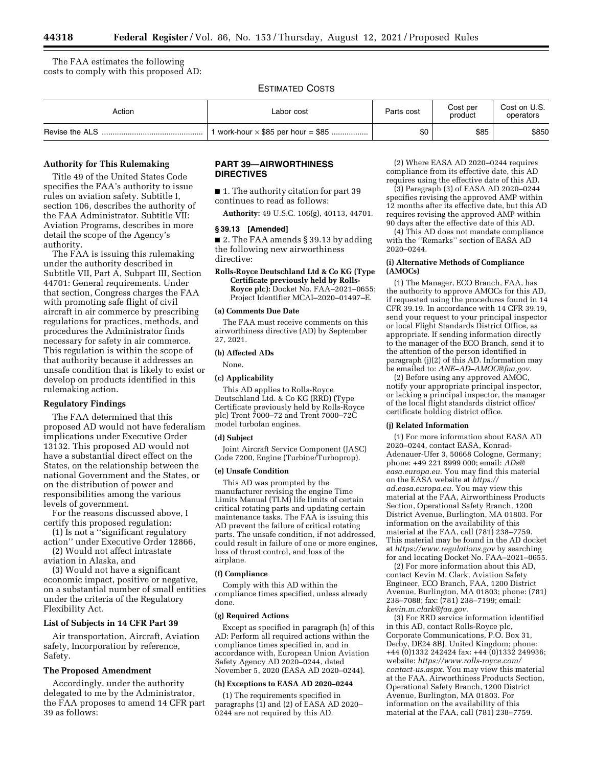The FAA estimates the following costs to comply with this proposed AD:

ESTIMATED COSTS

| Action | Labor cost | Parts cost | Cost per product | Cost on U.S. operators |
|---|---|---|---|---|
| Revise the ALS | 1 work-hour × $85 per hour = $85 | $0 | $85 | $850 |

## Authority for This Rulemaking

Title 49 of the United States Code specifies the FAA's authority to issue rules on aviation safety. Subtitle I, section 106, describes the authority of the FAA Administrator. Subtitle VII: Aviation Programs, describes in more detail the scope of the Agency's authority.

The FAA is issuing this rulemaking under the authority described in Subtitle VII, Part A, Subpart III, Section 44701: General requirements. Under that section, Congress charges the FAA with promoting safe flight of civil aircraft in air commerce by prescribing regulations for practices, methods, and procedures the Administrator finds necessary for safety in air commerce. This regulation is within the scope of that authority because it addresses an unsafe condition that is likely to exist or develop on products identified in this rulemaking action.

## Regulatory Findings

The FAA determined that this proposed AD would not have federalism implications under Executive Order 13132. This proposed AD would not have a substantial direct effect on the States, on the relationship between the national Government and the States, or on the distribution of power and responsibilities among the various levels of government.

For the reasons discussed above, I certify this proposed regulation:

(1) Is not a ''significant regulatory action'' under Executive Order 12866,

(2) Would not affect intrastate aviation in Alaska, and

(3) Would not have a significant economic impact, positive or negative, on a substantial number of small entities under the criteria of the Regulatory Flexibility Act.

## List of Subjects in 14 CFR Part 39

Air transportation, Aircraft, Aviation safety, Incorporation by reference, Safety.

## The Proposed Amendment

Accordingly, under the authority delegated to me by the Administrator, the FAA proposes to amend 14 CFR part 39 as follows:

## PART 39—AIRWORTHINESS DIRECTIVES

■ 1. The authority citation for part 39 continues to read as follows:

**Authority:** 49 U.S.C. 106(g), 40113, 44701.

### § 39.13 [Amended]

■ 2. The FAA amends § 39.13 by adding the following new airworthiness directive:

**Rolls-Royce Deutschland Ltd & Co KG (Type Certificate previously held by Rolls-Royce plc):** Docket No. FAA–2021–0655; Project Identifier MCAI–2020–01497–E.

**(a) Comments Due Date**

The FAA must receive comments on this airworthiness directive (AD) by September 27, 2021.

**(b) Affected ADs**

None.

**(c) Applicability**

This AD applies to Rolls-Royce Deutschland Ltd. & Co KG (RRD) (Type Certificate previously held by Rolls-Royce plc) Trent 7000–72 and Trent 7000–72C model turbofan engines.

**(d) Subject**

Joint Aircraft Service Component (JASC) Code 7200, Engine (Turbine/Turboprop).

**(e) Unsafe Condition**

This AD was prompted by the manufacturer revising the engine Time Limits Manual (TLM) life limits of certain critical rotating parts and updating certain maintenance tasks. The FAA is issuing this AD prevent the failure of critical rotating parts. The unsafe condition, if not addressed, could result in failure of one or more engines, loss of thrust control, and loss of the airplane.

**(f) Compliance**

Comply with this AD within the compliance times specified, unless already done.

**(g) Required Actions**

Except as specified in paragraph (h) of this AD: Perform all required actions within the compliance times specified in, and in accordance with, European Union Aviation Safety Agency AD 2020–0244, dated November 5, 2020 (EASA AD 2020–0244).

**(h) Exceptions to EASA AD 2020–0244**

(1) The requirements specified in paragraphs (1) and (2) of EASA AD 2020–0244 are not required by this AD.

(2) Where EASA AD 2020–0244 requires compliance from its effective date, this AD requires using the effective date of this AD.

(3) Paragraph (3) of EASA AD 2020–0244 specifies revising the approved AMP within 12 months after its effective date, but this AD requires revising the approved AMP within 90 days after the effective date of this AD.

(4) This AD does not mandate compliance with the ''Remarks'' section of EASA AD 2020–0244.

**(i) Alternative Methods of Compliance (AMOCs)**

(1) The Manager, ECO Branch, FAA, has the authority to approve AMOCs for this AD, if requested using the procedures found in 14 CFR 39.19. In accordance with 14 CFR 39.19, send your request to your principal inspector or local Flight Standards District Office, as appropriate. If sending information directly to the manager of the ECO Branch, send it to the attention of the person identified in paragraph (j)(2) of this AD. Information may be emailed to: *ANE–AD–AMOC@faa.gov.*

(2) Before using any approved AMOC, notify your appropriate principal inspector, or lacking a principal inspector, the manager of the local flight standards district office/certificate holding district office.

**(j) Related Information**

(1) For more information about EASA AD 2020–0244, contact EASA, Konrad-Adenauer-Ufer 3, 50668 Cologne, Germany; phone: +49 221 8999 000; email: *ADs@easa.europa.eu.* You may find this material on the EASA website at *https://ad.easa.europa.eu.* You may view this material at the FAA, Airworthiness Products Section, Operational Safety Branch, 1200 District Avenue, Burlington, MA 01803. For information on the availability of this material at the FAA, call (781) 238–7759. This material may be found in the AD docket at *https://www.regulations.gov* by searching for and locating Docket No. FAA–2021–0655.

(2) For more information about this AD, contact Kevin M. Clark, Aviation Safety Engineer, ECO Branch, FAA, 1200 District Avenue, Burlington, MA 01803; phone: (781) 238–7088; fax: (781) 238–7199; email: *kevin.m.clark@faa.gov.*

(3) For RRD service information identified in this AD, contact Rolls-Royce plc, Corporate Communications, P.O. Box 31, Derby, DE24 8BJ, United Kingdom; phone: +44 (0)1332 242424 fax: +44 (0)1332 249936; website: *https://www.rolls-royce.com/contact-us.aspx.* You may view this material at the FAA, Airworthiness Products Section, Operational Safety Branch, 1200 District Avenue, Burlington, MA 01803. For information on the availability of this material at the FAA, call (781) 238–7759.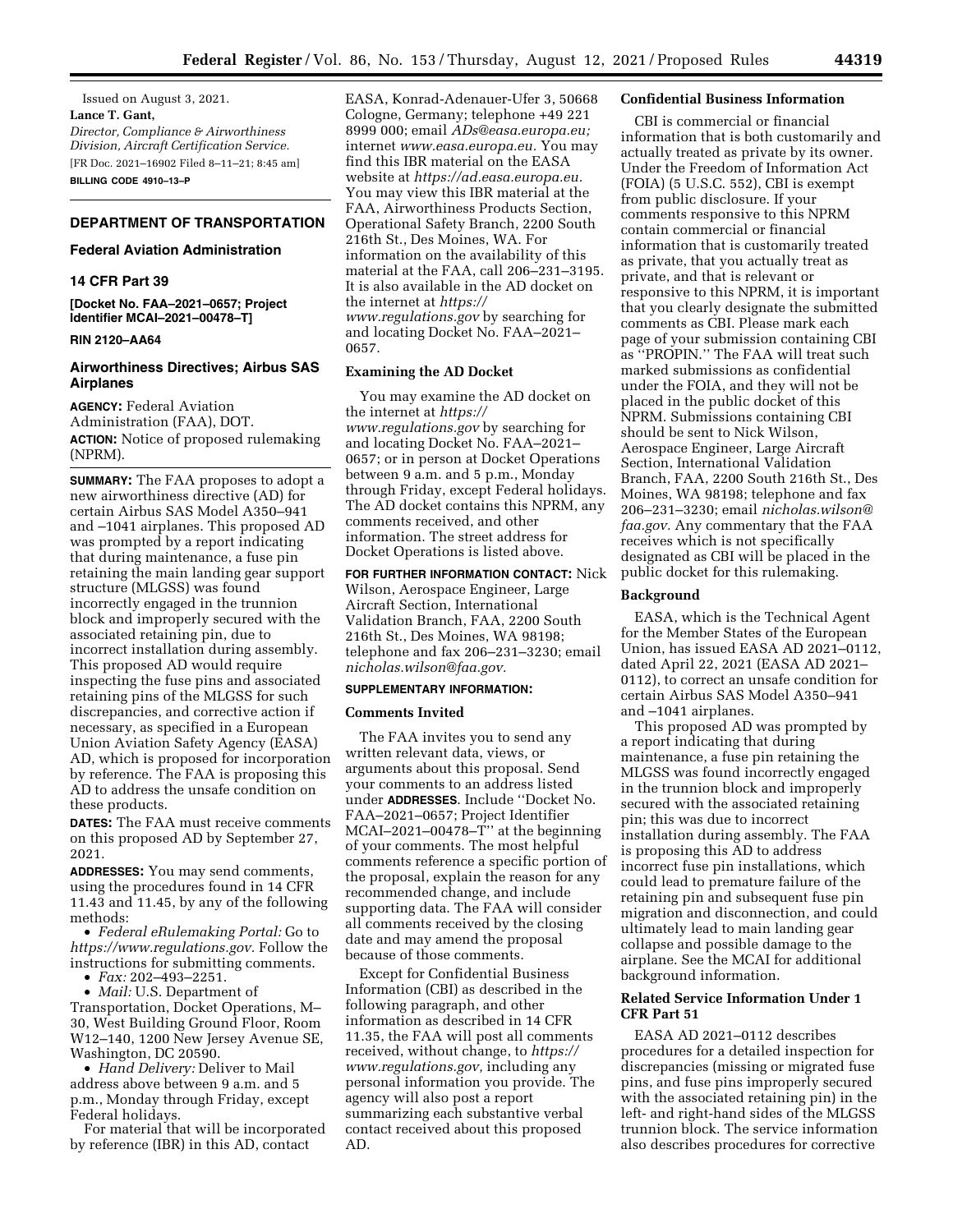Issued on August 3, 2021.

**Lance T. Gant,**

*Director, Compliance & Airworthiness Division, Aircraft Certification Service.*

[FR Doc. 2021–16902 Filed 8–11–21; 8:45 am]

**BILLING CODE 4910–13–P**

---

## DEPARTMENT OF TRANSPORTATION

### Federal Aviation Administration

### 14 CFR Part 39

**[Docket No. FAA–2021–0657; Project Identifier MCAI–2021–00478–T]**

**RIN 2120–AA64**

### Airworthiness Directives; Airbus SAS Airplanes

**AGENCY:** Federal Aviation Administration (FAA), DOT.

**ACTION:** Notice of proposed rulemaking (NPRM).

**SUMMARY:** The FAA proposes to adopt a new airworthiness directive (AD) for certain Airbus SAS Model A350–941 and –1041 airplanes. This proposed AD was prompted by a report indicating that during maintenance, a fuse pin retaining the main landing gear support structure (MLGSS) was found incorrectly engaged in the trunnion block and improperly secured with the associated retaining pin, due to incorrect installation during assembly. This proposed AD would require inspecting the fuse pins and associated retaining pins of the MLGSS for such discrepancies, and corrective action if necessary, as specified in a European Union Aviation Safety Agency (EASA) AD, which is proposed for incorporation by reference. The FAA is proposing this AD to address the unsafe condition on these products.

**DATES:** The FAA must receive comments on this proposed AD by September 27, 2021.

**ADDRESSES:** You may send comments, using the procedures found in 14 CFR 11.43 and 11.45, by any of the following methods:

- *Federal eRulemaking Portal:* Go to *https://www.regulations.gov.* Follow the instructions for submitting comments.
- *Fax:* 202–493–2251.
- *Mail:* U.S. Department of Transportation, Docket Operations, M–30, West Building Ground Floor, Room W12–140, 1200 New Jersey Avenue SE, Washington, DC 20590.
- *Hand Delivery:* Deliver to Mail address above between 9 a.m. and 5 p.m., Monday through Friday, except Federal holidays.

For material that will be incorporated by reference (IBR) in this AD, contact EASA, Konrad-Adenauer-Ufer 3, 50668 Cologne, Germany; telephone +49 221 8999 000; email *ADs@easa.europa.eu;* internet *www.easa.europa.eu.* You may find this IBR material on the EASA website at *https://ad.easa.europa.eu.* You may view this IBR material at the FAA, Airworthiness Products Section, Operational Safety Branch, 2200 South 216th St., Des Moines, WA. For information on the availability of this material at the FAA, call 206–231–3195. It is also available in the AD docket on the internet at *https://www.regulations.gov* by searching for and locating Docket No. FAA–2021–0657.

#### Examining the AD Docket

You may examine the AD docket on the internet at *https://www.regulations.gov* by searching for and locating Docket No. FAA–2021–0657; or in person at Docket Operations between 9 a.m. and 5 p.m., Monday through Friday, except Federal holidays. The AD docket contains this NPRM, any comments received, and other information. The street address for Docket Operations is listed above.

**FOR FURTHER INFORMATION CONTACT:** Nick Wilson, Aerospace Engineer, Large Aircraft Section, International Validation Branch, FAA, 2200 South 216th St., Des Moines, WA 98198; telephone and fax 206–231–3230; email *nicholas.wilson@faa.gov.*

**SUPPLEMENTARY INFORMATION:**

#### Comments Invited

The FAA invites you to send any written relevant data, views, or arguments about this proposal. Send your comments to an address listed under **ADDRESSES**. Include ''Docket No. FAA–2021–0657; Project Identifier MCAI–2021–00478–T'' at the beginning of your comments. The most helpful comments reference a specific portion of the proposal, explain the reason for any recommended change, and include supporting data. The FAA will consider all comments received by the closing date and may amend the proposal because of those comments.

Except for Confidential Business Information (CBI) as described in the following paragraph, and other information as described in 14 CFR 11.35, the FAA will post all comments received, without change, to *https://www.regulations.gov,* including any personal information you provide. The agency will also post a report summarizing each substantive verbal contact received about this proposed AD.

#### Confidential Business Information

CBI is commercial or financial information that is both customarily and actually treated as private by its owner. Under the Freedom of Information Act (FOIA) (5 U.S.C. 552), CBI is exempt from public disclosure. If your comments responsive to this NPRM contain commercial or financial information that is customarily treated as private, that you actually treat as private, and that is relevant or responsive to this NPRM, it is important that you clearly designate the submitted comments as CBI. Please mark each page of your submission containing CBI as ''PROPIN.'' The FAA will treat such marked submissions as confidential under the FOIA, and they will not be placed in the public docket of this NPRM. Submissions containing CBI should be sent to Nick Wilson, Aerospace Engineer, Large Aircraft Section, International Validation Branch, FAA, 2200 South 216th St., Des Moines, WA 98198; telephone and fax 206–231–3230; email *nicholas.wilson@faa.gov.* Any commentary that the FAA receives which is not specifically designated as CBI will be placed in the public docket for this rulemaking.

#### Background

EASA, which is the Technical Agent for the Member States of the European Union, has issued EASA AD 2021–0112, dated April 22, 2021 (EASA AD 2021–0112), to correct an unsafe condition for certain Airbus SAS Model A350–941 and –1041 airplanes.

This proposed AD was prompted by a report indicating that during maintenance, a fuse pin retaining the MLGSS was found incorrectly engaged in the trunnion block and improperly secured with the associated retaining pin; this was due to incorrect installation during assembly. The FAA is proposing this AD to address incorrect fuse pin installations, which could lead to premature failure of the retaining pin and subsequent fuse pin migration and disconnection, and could ultimately lead to main landing gear collapse and possible damage to the airplane. See the MCAI for additional background information.

#### Related Service Information Under 1 CFR Part 51

EASA AD 2021–0112 describes procedures for a detailed inspection for discrepancies (missing or migrated fuse pins, and fuse pins improperly secured with the associated retaining pin) in the left- and right-hand sides of the MLGSS trunnion block. The service information also describes procedures for corrective